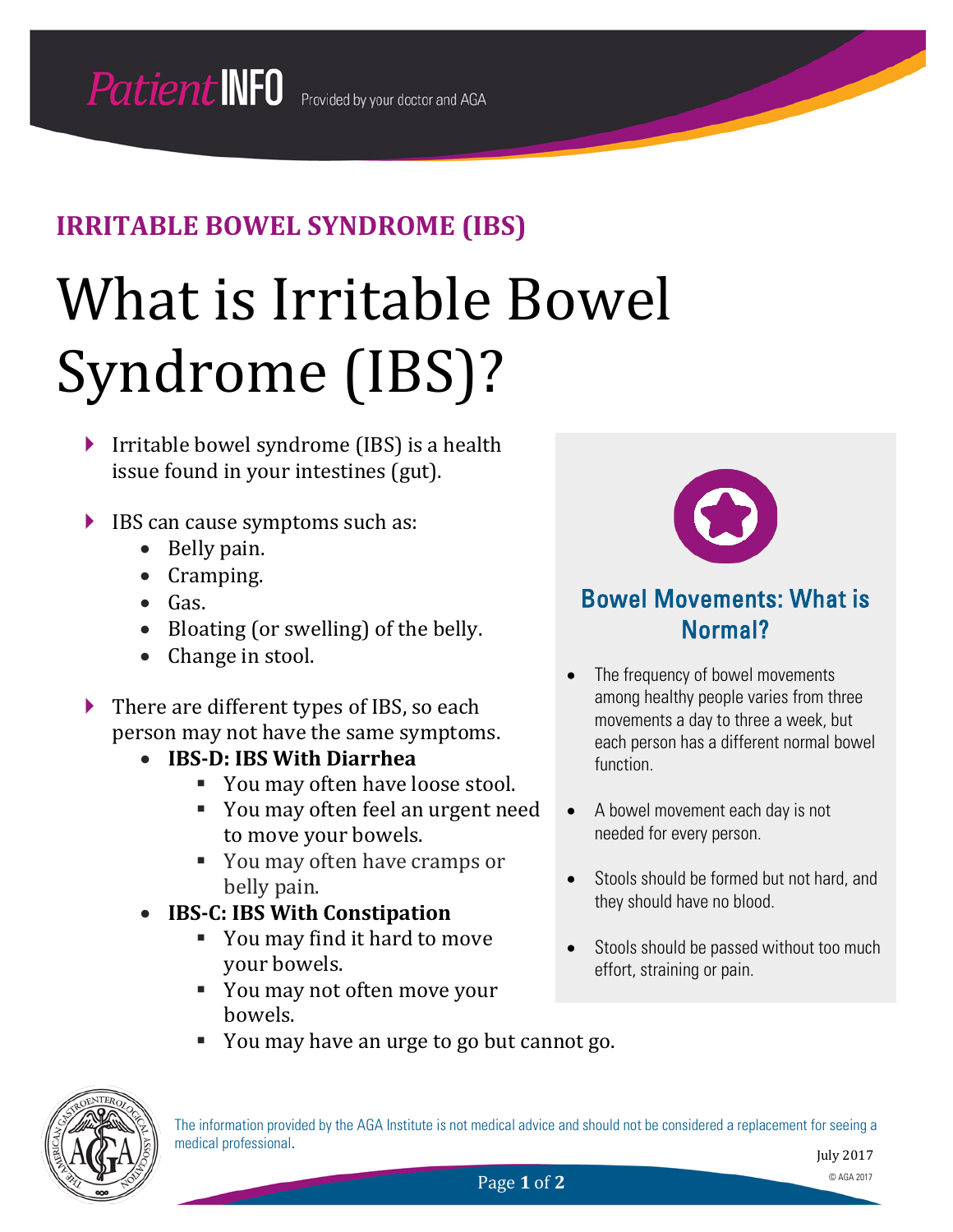**IRRITABLE BOWEL SYNDROME (IBS)**

# What is Irritable Bowel Syndrome (IBS)?

- Irritable bowel syndrome (IBS) is a health issue found in your intestines (gut).
- IBS can cause symptoms such as:
  - Belly pain.
  - Cramping.
  - Gas.
  - Bloating (or swelling) of the belly.
  - Change in stool.
- There are different types of IBS, so each person may not have the same symptoms.
  - **IBS-D: IBS With Diarrhea**
    - You may often have loose stool.
    - You may often feel an urgent need to move your bowels.
    - You may often have cramps or belly pain.
  - **IBS-C: IBS With Constipation**
    - You may find it hard to move your bowels.
    - You may not often move your bowels.
    - You may have an urge to go but cannot go.

## Bowel Movements: What is Normal?

- The frequency of bowel movements among healthy people varies from three movements a day to three a week, but each person has a different normal bowel function.
- A bowel movement each day is not needed for every person.
- Stools should be formed but not hard, and they should have no blood.
- Stools should be passed without too much effort, straining or pain.

The information provided by the AGA Institute is not medical advice and should not be considered a replacement for seeing a medical professional.

July 2017

© AGA 2017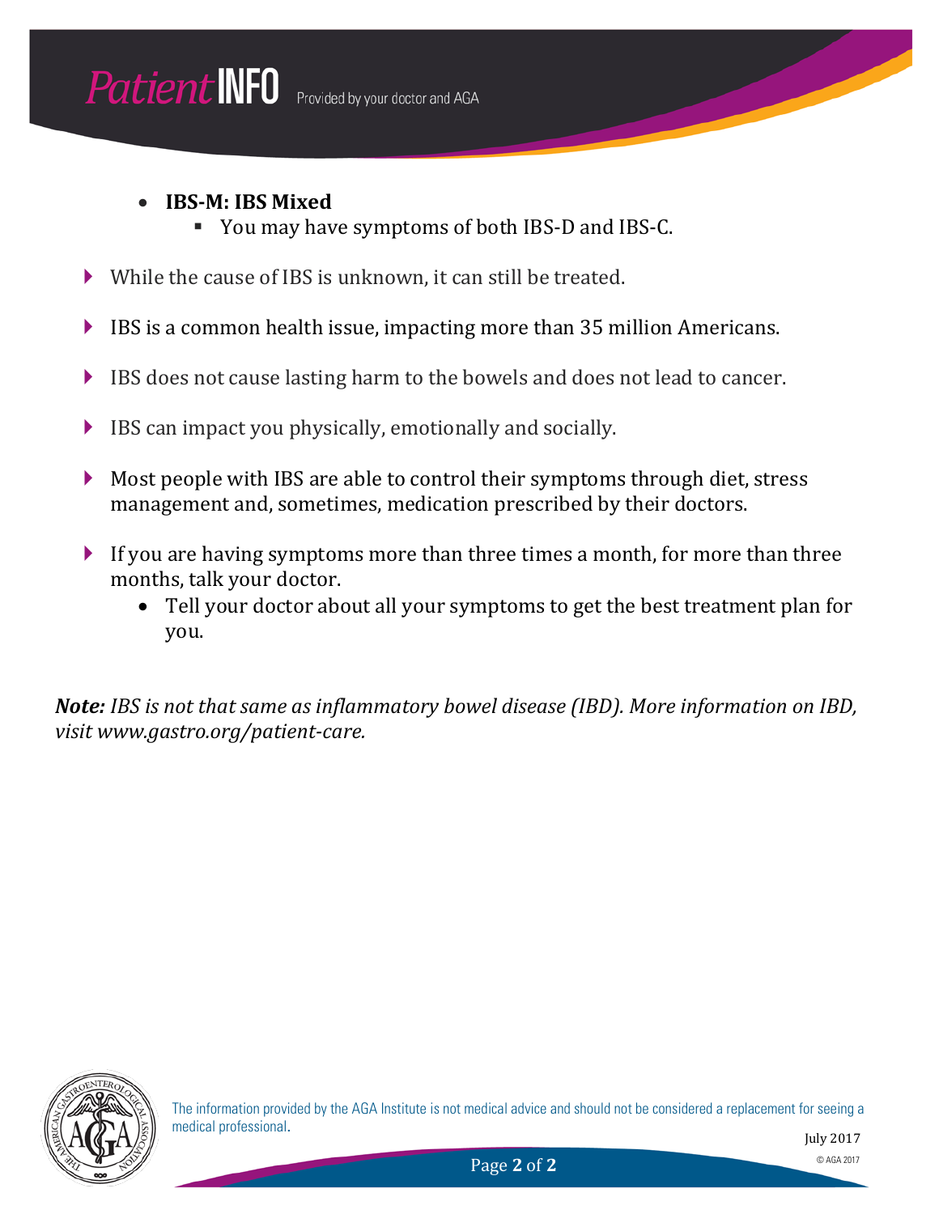- **IBS-M: IBS Mixed**
  - You may have symptoms of both IBS-D and IBS-C.

- While the cause of IBS is unknown, it can still be treated.

- IBS is a common health issue, impacting more than 35 million Americans.

- IBS does not cause lasting harm to the bowels and does not lead to cancer.

- IBS can impact you physically, emotionally and socially.

- Most people with IBS are able to control their symptoms through diet, stress management and, sometimes, medication prescribed by their doctors.

- If you are having symptoms more than three times a month, for more than three months, talk your doctor.
  - Tell your doctor about all your symptoms to get the best treatment plan for you.

***Note:*** *IBS is not that same as inflammatory bowel disease (IBD). More information on IBD, visit www.gastro.org/patient-care.*

The information provided by the AGA Institute is not medical advice and should not be considered a replacement for seeing a medical professional.

July 2017

© AGA 2017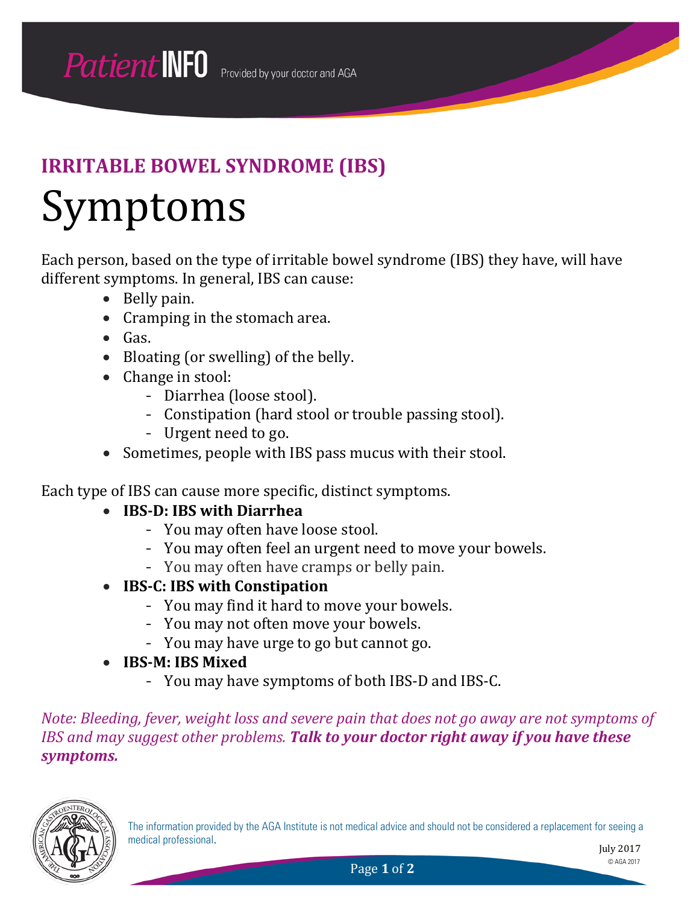**IRRITABLE BOWEL SYNDROME (IBS)**

# Symptoms

Each person, based on the type of irritable bowel syndrome (IBS) they have, will have different symptoms. In general, IBS can cause:

- Belly pain.
- Cramping in the stomach area.
- Gas.
- Bloating (or swelling) of the belly.
- Change in stool:
  - Diarrhea (loose stool).
  - Constipation (hard stool or trouble passing stool).
  - Urgent need to go.
- Sometimes, people with IBS pass mucus with their stool.

Each type of IBS can cause more specific, distinct symptoms.

- **IBS-D: IBS with Diarrhea**
  - You may often have loose stool.
  - You may often feel an urgent need to move your bowels.
  - You may often have cramps or belly pain.
- **IBS-C: IBS with Constipation**
  - You may find it hard to move your bowels.
  - You may not often move your bowels.
  - You may have urge to go but cannot go.
- **IBS-M: IBS Mixed**
  - You may have symptoms of both IBS-D and IBS-C.

*Note: Bleeding, fever, weight loss and severe pain that does not go away are not symptoms of IBS and may suggest other problems.* ***Talk to your doctor right away if you have these symptoms.***

The information provided by the AGA Institute is not medical advice and should not be considered a replacement for seeing a medical professional.

July 2017

© AGA 2017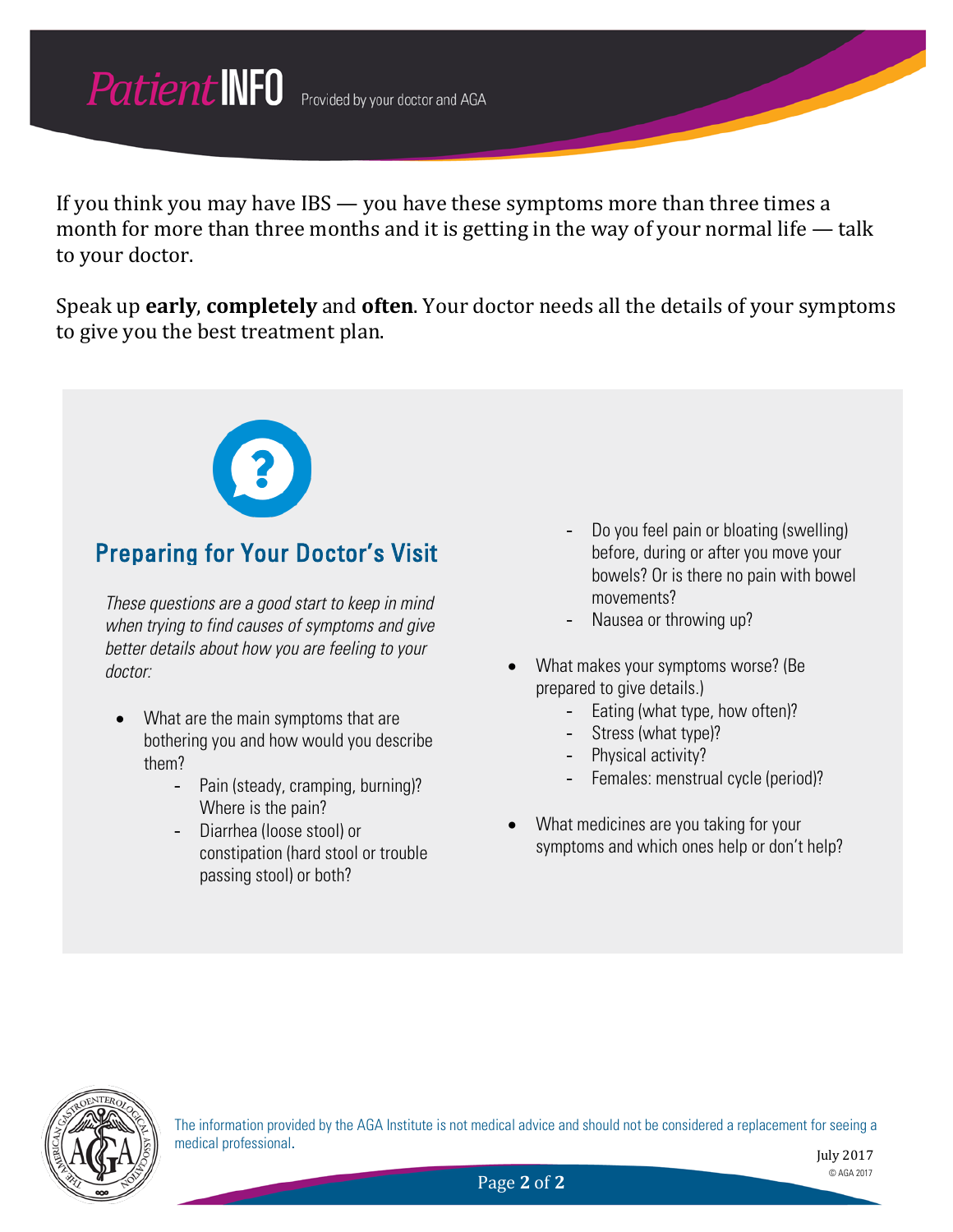If you think you may have IBS — you have these symptoms more than three times a month for more than three months and it is getting in the way of your normal life — talk to your doctor.

Speak up **early**, **completely** and **often**. Your doctor needs all the details of your symptoms to give you the best treatment plan.

## Preparing for Your Doctor's Visit

*These questions are a good start to keep in mind when trying to find causes of symptoms and give better details about how you are feeling to your doctor:*

- What are the main symptoms that are bothering you and how would you describe them?
  - Pain (steady, cramping, burning)? Where is the pain?
  - Diarrhea (loose stool) or constipation (hard stool or trouble passing stool) or both?
  - Do you feel pain or bloating (swelling) before, during or after you move your bowels? Or is there no pain with bowel movements?
  - Nausea or throwing up?
- What makes your symptoms worse? (Be prepared to give details.)
  - Eating (what type, how often)?
  - Stress (what type)?
  - Physical activity?
  - Females: menstrual cycle (period)?
- What medicines are you taking for your symptoms and which ones help or don't help?

The information provided by the AGA Institute is not medical advice and should not be considered a replacement for seeing a medical professional.

July 2017

© AGA 2017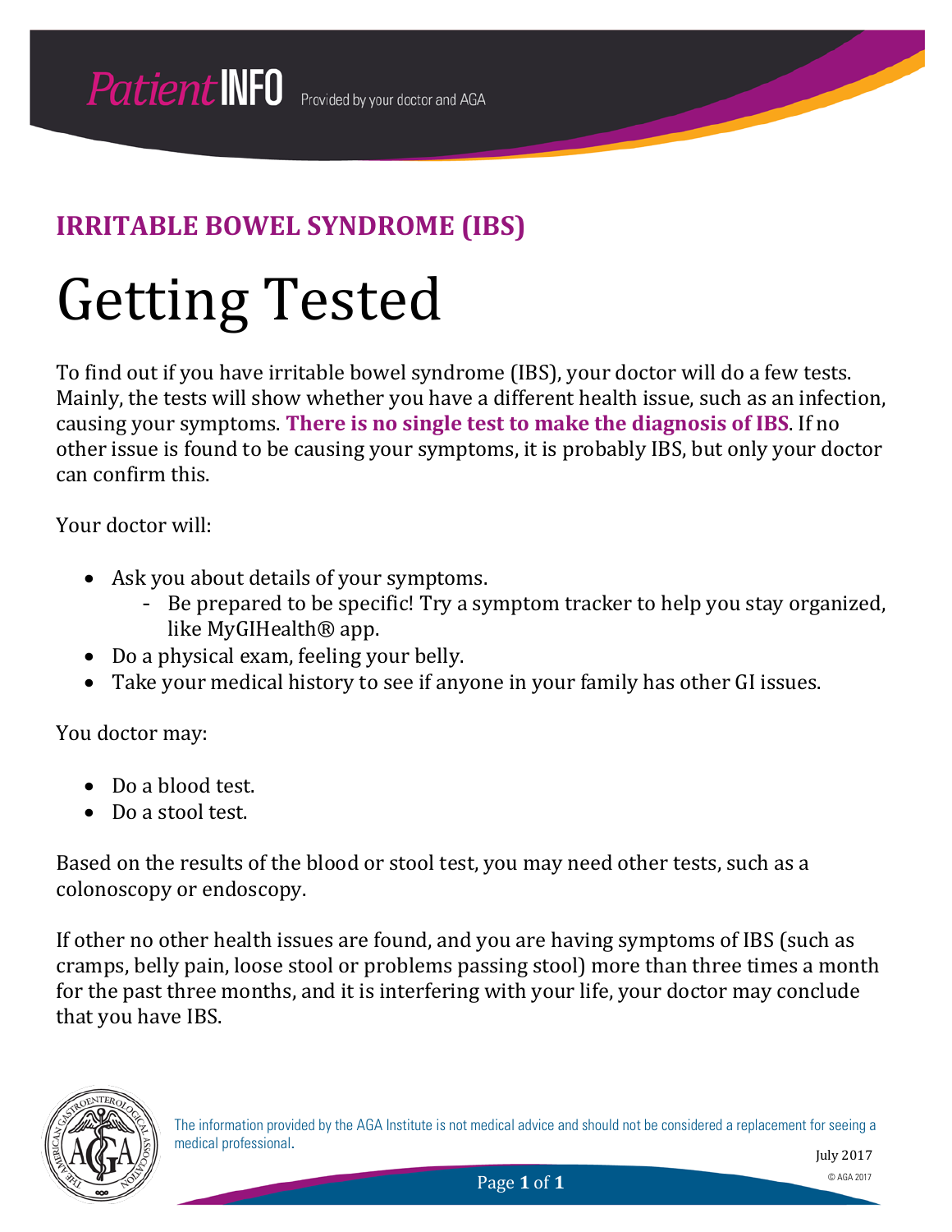PatientINFO Provided by your doctor and AGA

## IRRITABLE BOWEL SYNDROME (IBS)

# Getting Tested

To find out if you have irritable bowel syndrome (IBS), your doctor will do a few tests. Mainly, the tests will show whether you have a different health issue, such as an infection, causing your symptoms. **There is no single test to make the diagnosis of IBS**. If no other issue is found to be causing your symptoms, it is probably IBS, but only your doctor can confirm this.

Your doctor will:

- Ask you about details of your symptoms.
  - Be prepared to be specific! Try a symptom tracker to help you stay organized, like MyGIHealth® app.
- Do a physical exam, feeling your belly.
- Take your medical history to see if anyone in your family has other GI issues.

You doctor may:

- Do a blood test.
- Do a stool test.

Based on the results of the blood or stool test, you may need other tests, such as a colonoscopy or endoscopy.

If other no other health issues are found, and you are having symptoms of IBS (such as cramps, belly pain, loose stool or problems passing stool) more than three times a month for the past three months, and it is interfering with your life, your doctor may conclude that you have IBS.

The information provided by the AGA Institute is not medical advice and should not be considered a replacement for seeing a medical professional.

July 2017

© AGA 2017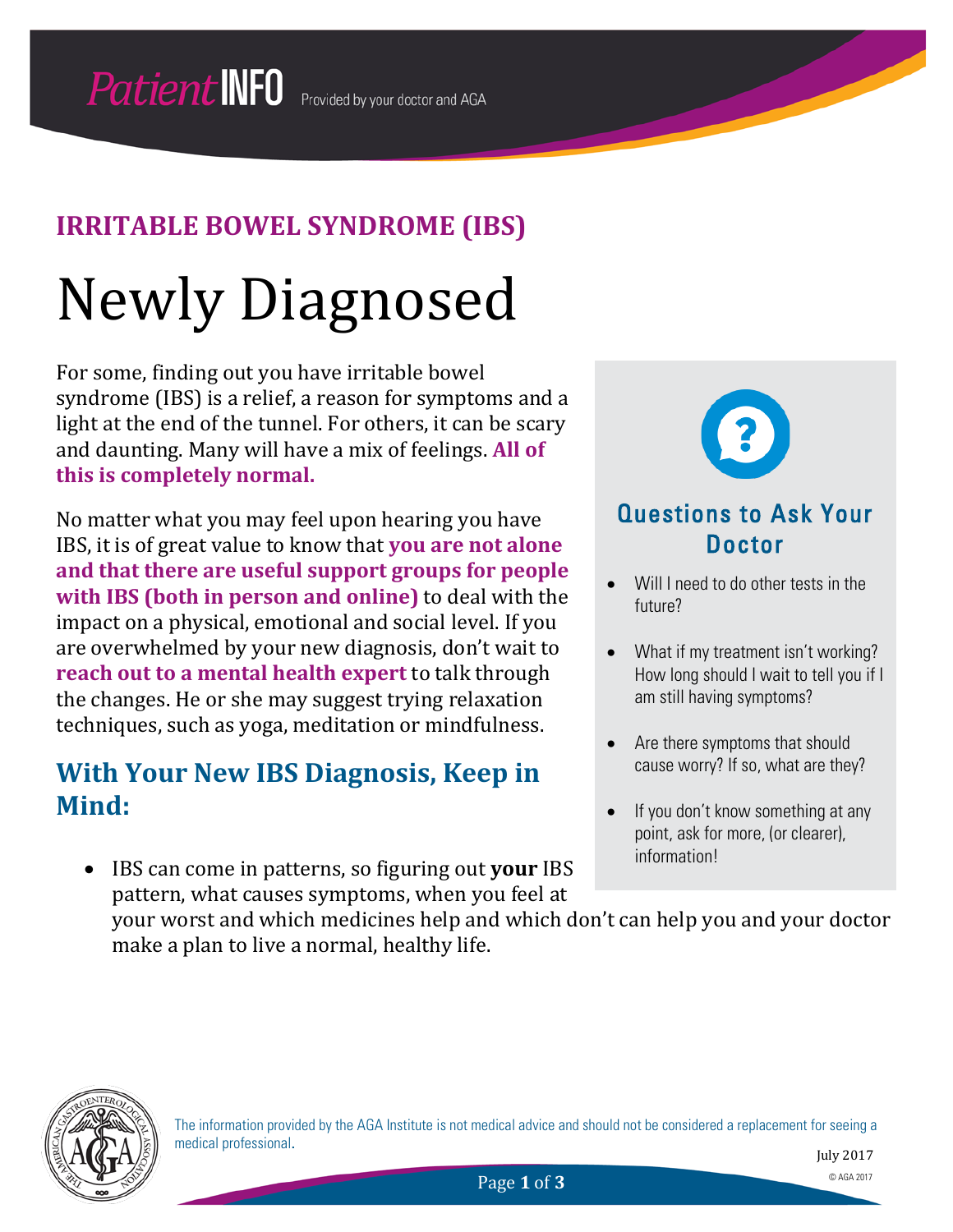## IRRITABLE BOWEL SYNDROME (IBS)

# Newly Diagnosed

For some, finding out you have irritable bowel syndrome (IBS) is a relief, a reason for symptoms and a light at the end of the tunnel. For others, it can be scary and daunting. Many will have a mix of feelings. **All of this is completely normal.**

No matter what you may feel upon hearing you have IBS, it is of great value to know that **you are not alone and that there are useful support groups for people with IBS (both in person and online)** to deal with the impact on a physical, emotional and social level. If you are overwhelmed by your new diagnosis, don't wait to **reach out to a mental health expert** to talk through the changes. He or she may suggest trying relaxation techniques, such as yoga, meditation or mindfulness.

## With Your New IBS Diagnosis, Keep in Mind:

- IBS can come in patterns, so figuring out **your** IBS pattern, what causes symptoms, when you feel at your worst and which medicines help and which don't can help you and your doctor make a plan to live a normal, healthy life.

### Questions to Ask Your Doctor

- Will I need to do other tests in the future?
- What if my treatment isn't working? How long should I wait to tell you if I am still having symptoms?
- Are there symptoms that should cause worry? If so, what are they?
- If you don't know something at any point, ask for more, (or clearer), information!

The information provided by the AGA Institute is not medical advice and should not be considered a replacement for seeing a medical professional.

July 2017

© AGA 2017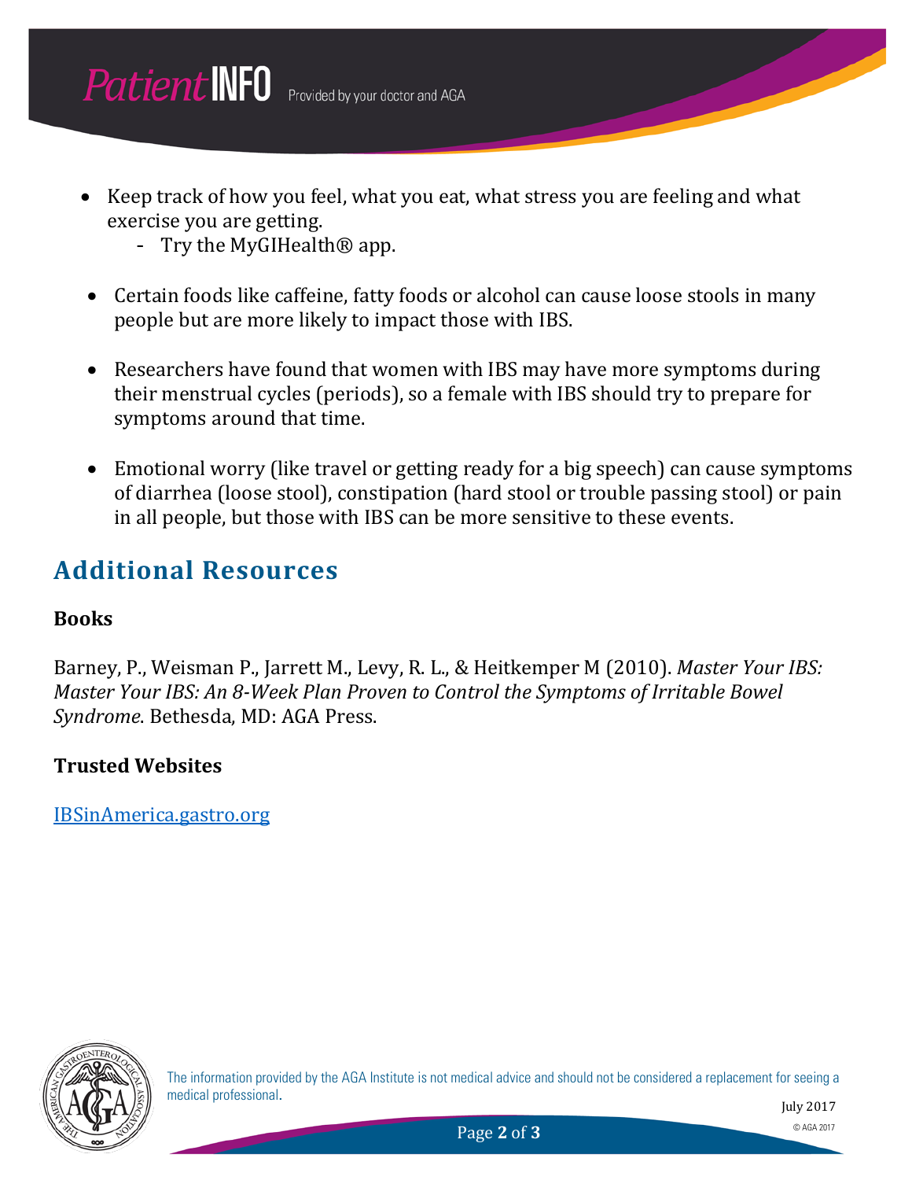- Keep track of how you feel, what you eat, what stress you are feeling and what exercise you are getting.
  - Try the MyGIHealth® app.

- Certain foods like caffeine, fatty foods or alcohol can cause loose stools in many people but are more likely to impact those with IBS.

- Researchers have found that women with IBS may have more symptoms during their menstrual cycles (periods), so a female with IBS should try to prepare for symptoms around that time.

- Emotional worry (like travel or getting ready for a big speech) can cause symptoms of diarrhea (loose stool), constipation (hard stool or trouble passing stool) or pain in all people, but those with IBS can be more sensitive to these events.

## Additional Resources

### Books

Barney, P., Weisman P., Jarrett M., Levy, R. L., & Heitkemper M (2010). *Master Your IBS: Master Your IBS: An 8-Week Plan Proven to Control the Symptoms of Irritable Bowel Syndrome*. Bethesda, MD: AGA Press.

### Trusted Websites

[IBSinAmerica.gastro.org](IBSinAmerica.gastro.org)

The information provided by the AGA Institute is not medical advice and should not be considered a replacement for seeing a medical professional.

July 2017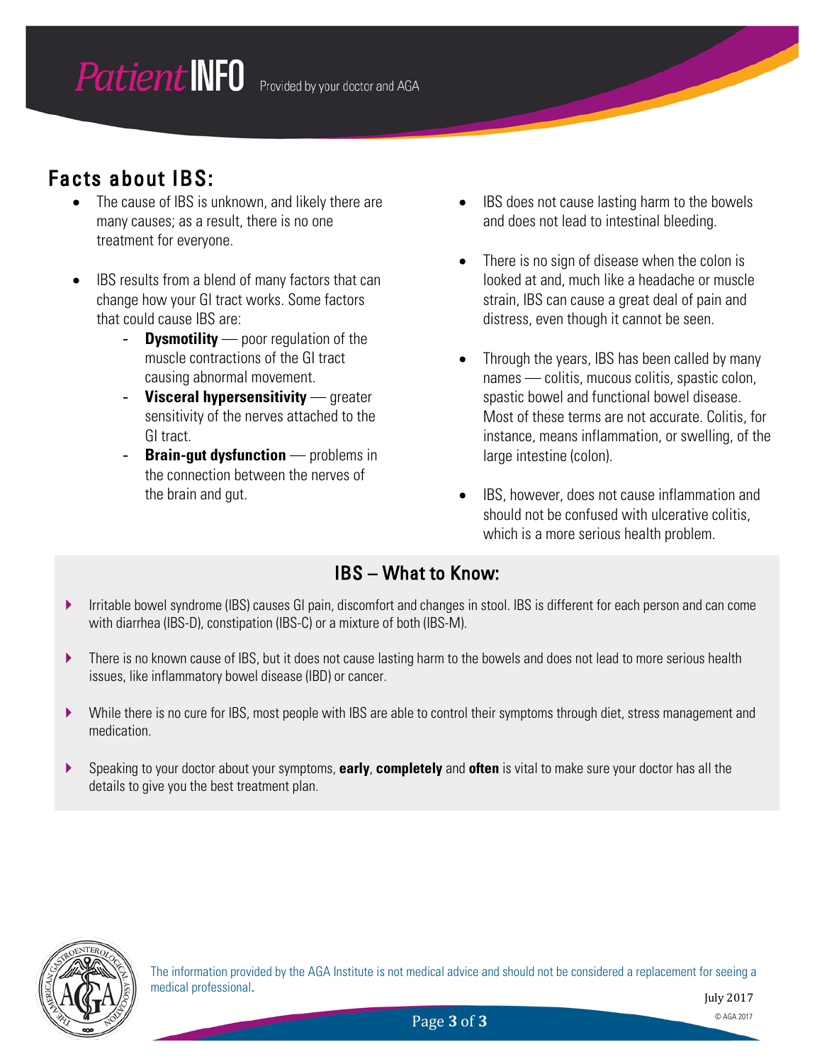## Facts about IBS:

- The cause of IBS is unknown, and likely there are many causes; as a result, there is no one treatment for everyone.
- IBS results from a blend of many factors that can change how your GI tract works. Some factors that could cause IBS are:
  - **Dysmotility** — poor regulation of the muscle contractions of the GI tract causing abnormal movement.
  - **Visceral hypersensitivity** — greater sensitivity of the nerves attached to the GI tract.
  - **Brain-gut dysfunction** — problems in the connection between the nerves of the brain and gut.
- IBS does not cause lasting harm to the bowels and does not lead to intestinal bleeding.
- There is no sign of disease when the colon is looked at and, much like a headache or muscle strain, IBS can cause a great deal of pain and distress, even though it cannot be seen.
- Through the years, IBS has been called by many names — colitis, mucous colitis, spastic colon, spastic bowel and functional bowel disease. Most of these terms are not accurate. Colitis, for instance, means inflammation, or swelling, of the large intestine (colon).
- IBS, however, does not cause inflammation and should not be confused with ulcerative colitis, which is a more serious health problem.

## IBS – What to Know:

- Irritable bowel syndrome (IBS) causes GI pain, discomfort and changes in stool. IBS is different for each person and can come with diarrhea (IBS-D), constipation (IBS-C) or a mixture of both (IBS-M).
- There is no known cause of IBS, but it does not cause lasting harm to the bowels and does not lead to more serious health issues, like inflammatory bowel disease (IBD) or cancer.
- While there is no cure for IBS, most people with IBS are able to control their symptoms through diet, stress management and medication.
- Speaking to your doctor about your symptoms, **early**, **completely** and **often** is vital to make sure your doctor has all the details to give you the best treatment plan.

The information provided by the AGA Institute is not medical advice and should not be considered a replacement for seeing a medical professional.

July 2017

© AGA 2017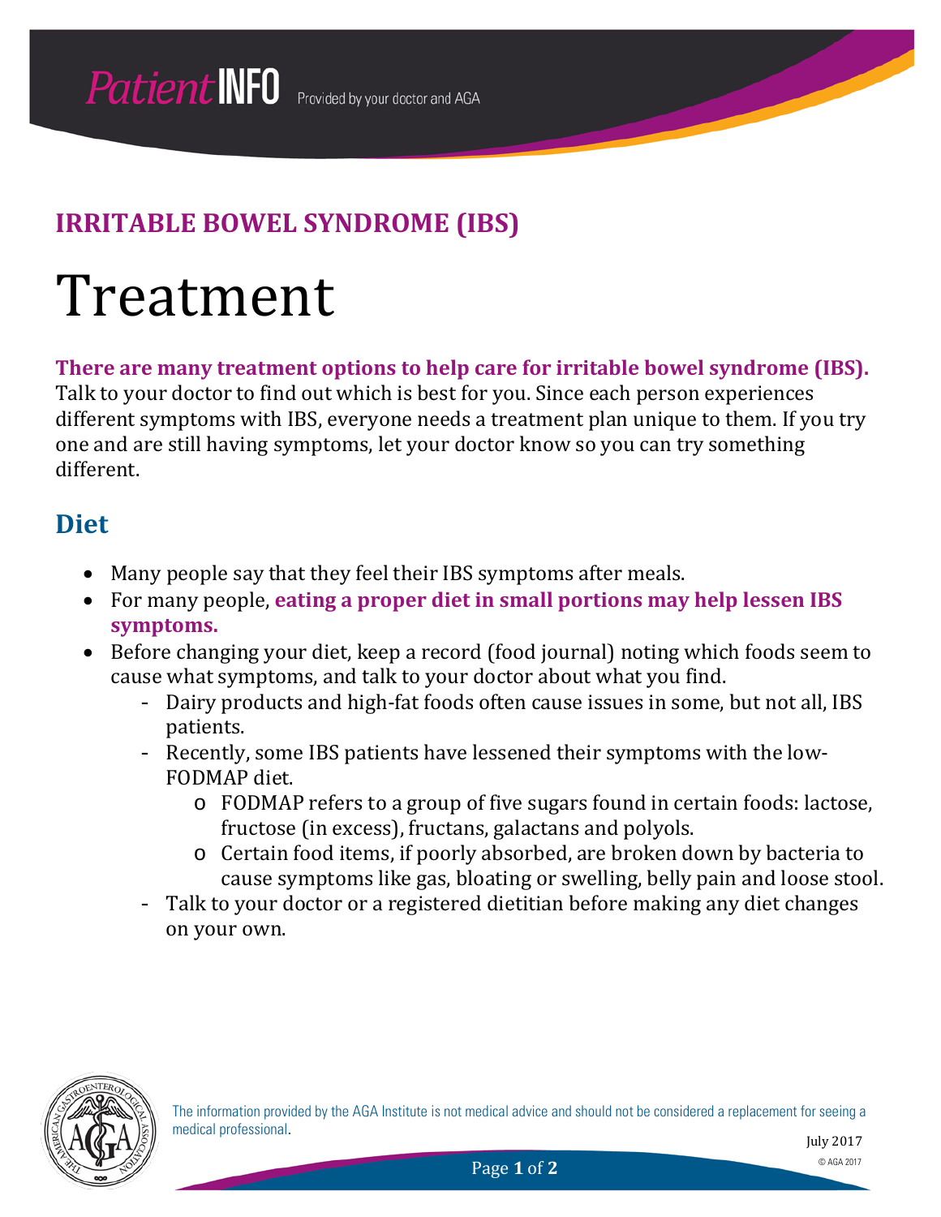## IRRITABLE BOWEL SYNDROME (IBS)

# Treatment

**There are many treatment options to help care for irritable bowel syndrome (IBS).** Talk to your doctor to find out which is best for you. Since each person experiences different symptoms with IBS, everyone needs a treatment plan unique to them. If you try one and are still having symptoms, let your doctor know so you can try something different.

## Diet

- Many people say that they feel their IBS symptoms after meals.
- For many people, **eating a proper diet in small portions may help lessen IBS symptoms.**
- Before changing your diet, keep a record (food journal) noting which foods seem to cause what symptoms, and talk to your doctor about what you find.
  - Dairy products and high-fat foods often cause issues in some, but not all, IBS patients.
  - Recently, some IBS patients have lessened their symptoms with the low-FODMAP diet.
    - FODMAP refers to a group of five sugars found in certain foods: lactose, fructose (in excess), fructans, galactans and polyols.
    - Certain food items, if poorly absorbed, are broken down by bacteria to cause symptoms like gas, bloating or swelling, belly pain and loose stool.
  - Talk to your doctor or a registered dietitian before making any diet changes on your own.

The information provided by the AGA Institute is not medical advice and should not be considered a replacement for seeing a medical professional.

July 2017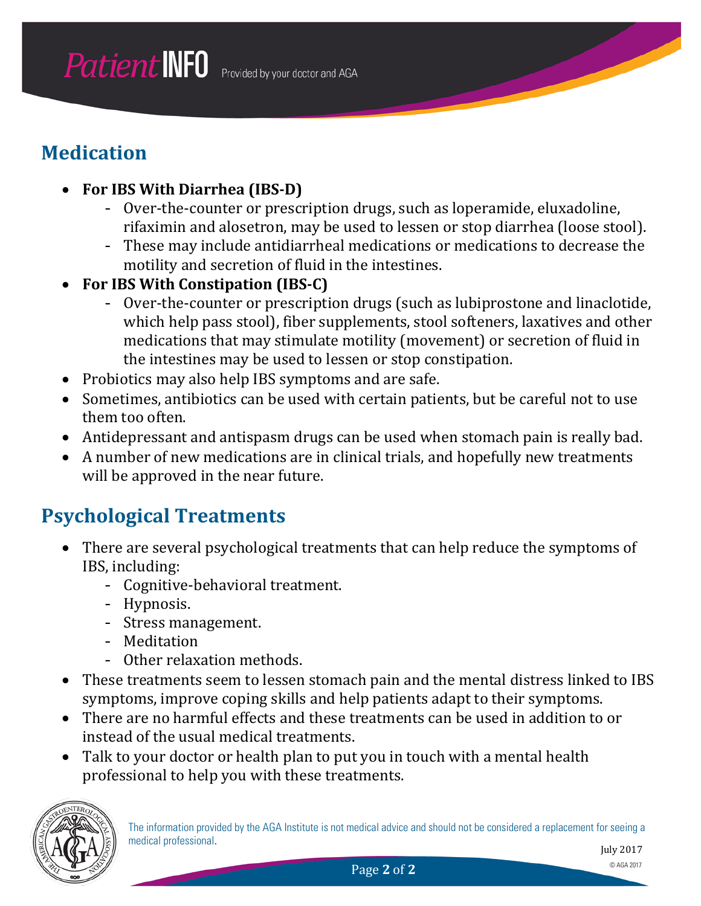## Medication

- **For IBS With Diarrhea (IBS-D)**
  - Over-the-counter or prescription drugs, such as loperamide, eluxadoline, rifaximin and alosetron, may be used to lessen or stop diarrhea (loose stool).
  - These may include antidiarrheal medications or medications to decrease the motility and secretion of fluid in the intestines.
- **For IBS With Constipation (IBS-C)**
  - Over-the-counter or prescription drugs (such as lubiprostone and linaclotide, which help pass stool), fiber supplements, stool softeners, laxatives and other medications that may stimulate motility (movement) or secretion of fluid in the intestines may be used to lessen or stop constipation.
- Probiotics may also help IBS symptoms and are safe.
- Sometimes, antibiotics can be used with certain patients, but be careful not to use them too often.
- Antidepressant and antispasm drugs can be used when stomach pain is really bad.
- A number of new medications are in clinical trials, and hopefully new treatments will be approved in the near future.

## Psychological Treatments

- There are several psychological treatments that can help reduce the symptoms of IBS, including:
  - Cognitive-behavioral treatment.
  - Hypnosis.
  - Stress management.
  - Meditation
  - Other relaxation methods.
- These treatments seem to lessen stomach pain and the mental distress linked to IBS symptoms, improve coping skills and help patients adapt to their symptoms.
- There are no harmful effects and these treatments can be used in addition to or instead of the usual medical treatments.
- Talk to your doctor or health plan to put you in touch with a mental health professional to help you with these treatments.

The information provided by the AGA Institute is not medical advice and should not be considered a replacement for seeing a medical professional.

July 2017

© AGA 2017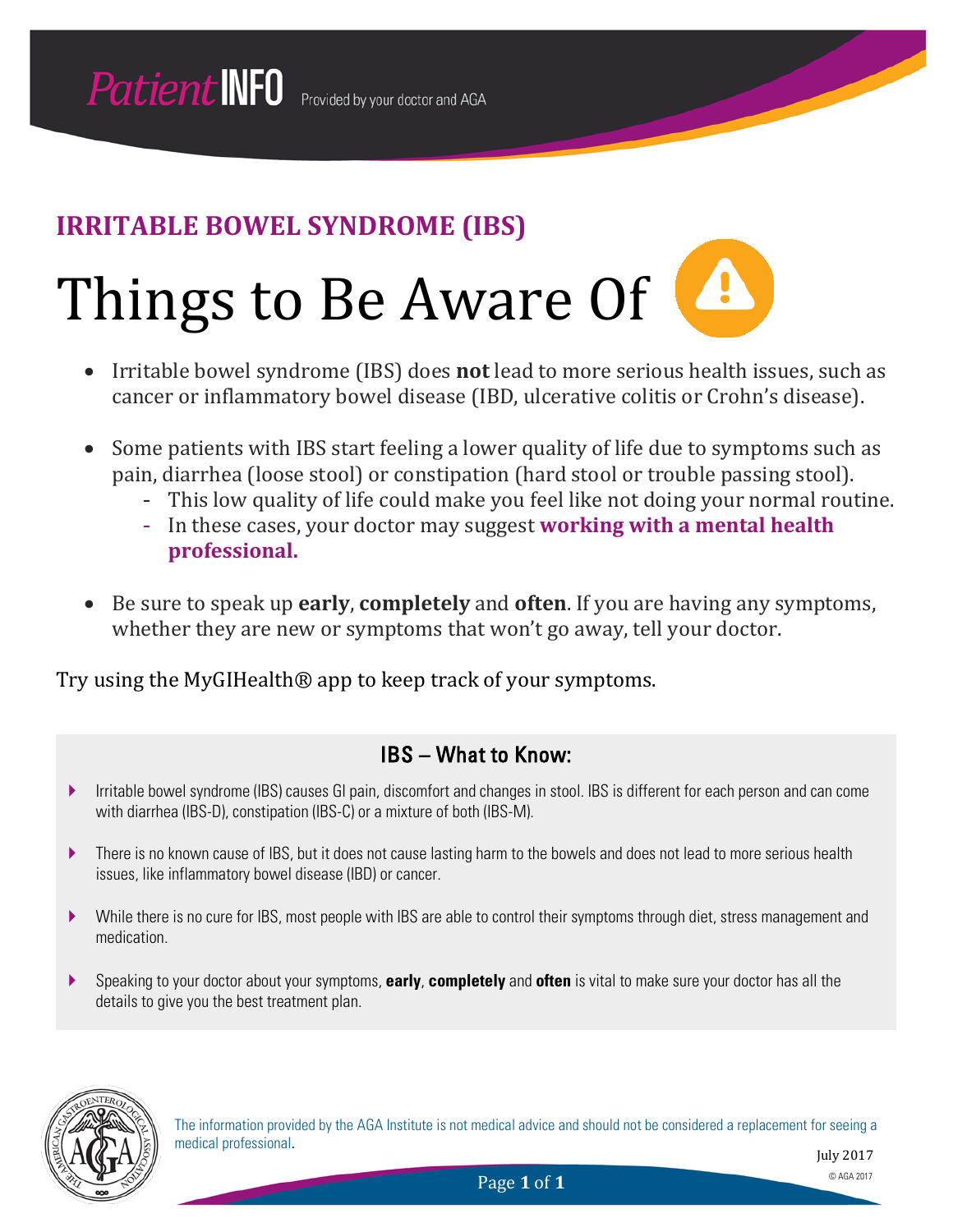PatientINFO Provided by your doctor and AGA

## IRRITABLE BOWEL SYNDROME (IBS)

# Things to Be Aware Of

- Irritable bowel syndrome (IBS) does **not** lead to more serious health issues, such as cancer or inflammatory bowel disease (IBD, ulcerative colitis or Crohn's disease).
- Some patients with IBS start feeling a lower quality of life due to symptoms such as pain, diarrhea (loose stool) or constipation (hard stool or trouble passing stool).
  - This low quality of life could make you feel like not doing your normal routine.
  - In these cases, your doctor may suggest **working with a mental health professional.**
- Be sure to speak up **early**, **completely** and **often**. If you are having any symptoms, whether they are new or symptoms that won't go away, tell your doctor.

Try using the MyGIHealth® app to keep track of your symptoms.

### IBS – What to Know:

- Irritable bowel syndrome (IBS) causes GI pain, discomfort and changes in stool. IBS is different for each person and can come with diarrhea (IBS-D), constipation (IBS-C) or a mixture of both (IBS-M).
- There is no known cause of IBS, but it does not cause lasting harm to the bowels and does not lead to more serious health issues, like inflammatory bowel disease (IBD) or cancer.
- While there is no cure for IBS, most people with IBS are able to control their symptoms through diet, stress management and medication.
- Speaking to your doctor about your symptoms, **early**, **completely** and **often** is vital to make sure your doctor has all the details to give you the best treatment plan.

The information provided by the AGA Institute is not medical advice and should not be considered a replacement for seeing a medical professional.

July 2017

© AGA 2017